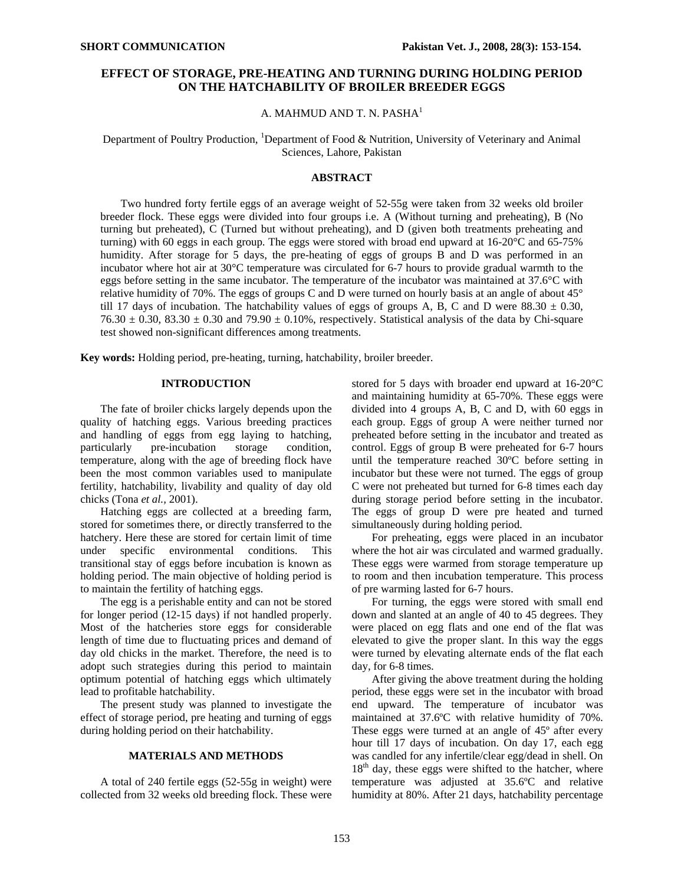SHORT COMMUNICATION

# EFFECT OF STORAGE, PRE-HEATING AND TURNING DURING HOLDING PERIOD ON THE HATCHABILITY OF BROILER BREEDER EGGS

A. MAHMUD AND T. N. PASHA[1]

Department of Poultry Production, [1]Department of Food & Nutrition, University of Veterinary and Animal Sciences, Lahore, Pakistan

## ABSTRACT

Two hundred forty fertile eggs of an average weight of 52-55g were taken from 32 weeks old broiler breeder flock. These eggs were divided into four groups i.e. A (Without turning and preheating), B (No turning but preheated), C (Turned but without preheating), and D (given both treatments preheating and turning) with 60 eggs in each group. The eggs were stored with broad end upward at 16-20°C and 65-75% humidity. After storage for 5 days, the pre-heating of eggs of groups B and D was performed in an incubator where hot air at 30°C temperature was circulated for 6-7 hours to provide gradual warmth to the eggs before setting in the same incubator. The temperature of the incubator was maintained at 37.6°C with relative humidity of 70%. The eggs of groups C and D were turned on hourly basis at an angle of about 45° till 17 days of incubation. The hatchability values of eggs of groups A, B, C and D were 88.30 ± 0.30, 76.30 ± 0.30, 83.30 ± 0.30 and 79.90 ± 0.10%, respectively. Statistical analysis of the data by Chi-square test showed non-significant differences among treatments.

**Key words:** Holding period, pre-heating, turning, hatchability, broiler breeder.

## INTRODUCTION

The fate of broiler chicks largely depends upon the quality of hatching eggs. Various breeding practices and handling of eggs from egg laying to hatching, particularly pre-incubation storage condition, temperature, along with the age of breeding flock have been the most common variables used to manipulate fertility, hatchability, livability and quality of day old chicks (Tona *et al.*, 2001).

Hatching eggs are collected at a breeding farm, stored for sometimes there, or directly transferred to the hatchery. Here these are stored for certain limit of time under specific environmental conditions. This transitional stay of eggs before incubation is known as holding period. The main objective of holding period is to maintain the fertility of hatching eggs.

The egg is a perishable entity and can not be stored for longer period (12-15 days) if not handled properly. Most of the hatcheries store eggs for considerable length of time due to fluctuating prices and demand of day old chicks in the market. Therefore, the need is to adopt such strategies during this period to maintain optimum potential of hatching eggs which ultimately lead to profitable hatchability.

The present study was planned to investigate the effect of storage period, pre heating and turning of eggs during holding period on their hatchability.

## MATERIALS AND METHODS

A total of 240 fertile eggs (52-55g in weight) were collected from 32 weeks old breeding flock. These were stored for 5 days with broader end upward at 16-20°C and maintaining humidity at 65-70%. These eggs were divided into 4 groups A, B, C and D, with 60 eggs in each group. Eggs of group A were neither turned nor preheated before setting in the incubator and treated as control. Eggs of group B were preheated for 6-7 hours until the temperature reached 30ºC before setting in incubator but these were not turned. The eggs of group C were not preheated but turned for 6-8 times each day during storage period before setting in the incubator. The eggs of group D were pre heated and turned simultaneously during holding period.

For preheating, eggs were placed in an incubator where the hot air was circulated and warmed gradually. These eggs were warmed from storage temperature up to room and then incubation temperature. This process of pre warming lasted for 6-7 hours.

For turning, the eggs were stored with small end down and slanted at an angle of 40 to 45 degrees. They were placed on egg flats and one end of the flat was elevated to give the proper slant. In this way the eggs were turned by elevating alternate ends of the flat each day, for 6-8 times.

After giving the above treatment during the holding period, these eggs were set in the incubator with broad end upward. The temperature of incubator was maintained at 37.6ºC with relative humidity of 70%. These eggs were turned at an angle of 45º after every hour till 17 days of incubation. On day 17, each egg was candled for any infertile/clear egg/dead in shell. On 18th day, these eggs were shifted to the hatcher, where temperature was adjusted at 35.6ºC and relative humidity at 80%. After 21 days, hatchability percentage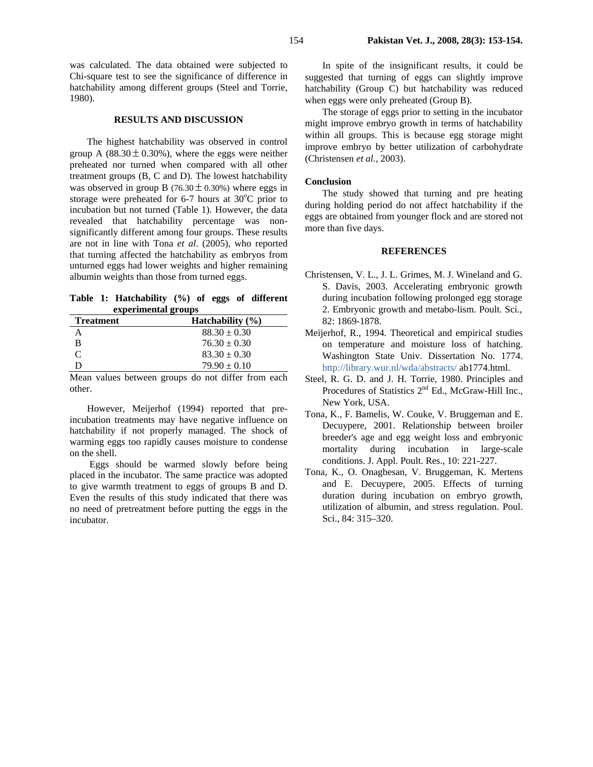was calculated. The data obtained were subjected to Chi-square test to see the significance of difference in hatchability among different groups (Steel and Torrie, 1980).

## RESULTS AND DISCUSSION

The highest hatchability was observed in control group A ($88.30 \pm 0.30\%$), where the eggs were neither preheated nor turned when compared with all other treatment groups (B, C and D). The lowest hatchability was observed in group B ($76.30 \pm 0.30\%$) where eggs in storage were preheated for 6-7 hours at $30^{o}$C prior to incubation but not turned (Table 1). However, the data revealed that hatchability percentage was non-significantly different among four groups. These results are not in line with Tona *et al*. (2005), who reported that turning affected the hatchability as embryos from unturned eggs had lower weights and higher remaining albumin weights than those from turned eggs.

**Table 1: Hatchability (%) of eggs of different experimental groups**

| Treatment | Hatchability (%) |
| --- | --- |
| A | $88.30 \pm 0.30$ |
| B | $76.30 \pm 0.30$ |
| C | $83.30 \pm 0.30$ |
| D | $79.90 \pm 0.10$ |

Mean values between groups do not differ from each other.

However, Meijerhof (1994) reported that pre-incubation treatments may have negative influence on hatchability if not properly managed. The shock of warming eggs too rapidly causes moisture to condense on the shell.

Eggs should be warmed slowly before being placed in the incubator. The same practice was adopted to give warmth treatment to eggs of groups B and D. Even the results of this study indicated that there was no need of pretreatment before putting the eggs in the incubator.

In spite of the insignificant results, it could be suggested that turning of eggs can slightly improve hatchability (Group C) but hatchability was reduced when eggs were only preheated (Group B).

The storage of eggs prior to setting in the incubator might improve embryo growth in terms of hatchability within all groups. This is because egg storage might improve embryo by better utilization of carbohydrate (Christensen *et al.*, 2003).

### Conclusion

The study showed that turning and pre heating during holding period do not affect hatchability if the eggs are obtained from younger flock and are stored not more than five days.

## REFERENCES

Christensen, V. L., J. L. Grimes, M. J. Wineland and G. S. Davis, 2003. Accelerating embryonic growth during incubation following prolonged egg storage 2. Embryonic growth and metabo-lism. Poult. Sci., 82: 1869-1878.

Meijerhof, R., 1994. Theoretical and empirical studies on temperature and moisture loss of hatching. Washington State Univ. Dissertation No. 1774. http://library.wur.nl/wda/abstracts/ ab1774.html.

Steel, R. G. D. and J. H. Torrie, 1980. Principles and Procedures of Statistics 2nd Ed., McGraw-Hill Inc., New York, USA.

Tona, K., F. Bamelis, W. Couke, V. Bruggeman and E. Decuypere, 2001. Relationship between broiler breeder's age and egg weight loss and embryonic mortality during incubation in large-scale conditions. J. Appl. Poult. Res., 10: 221-227.

Tona, K., O. Onagbesan, V. Bruggeman, K. Mertens and E. Decuypere, 2005. Effects of turning duration during incubation on embryo growth, utilization of albumin, and stress regulation. Poul. Sci., 84: 315–320.